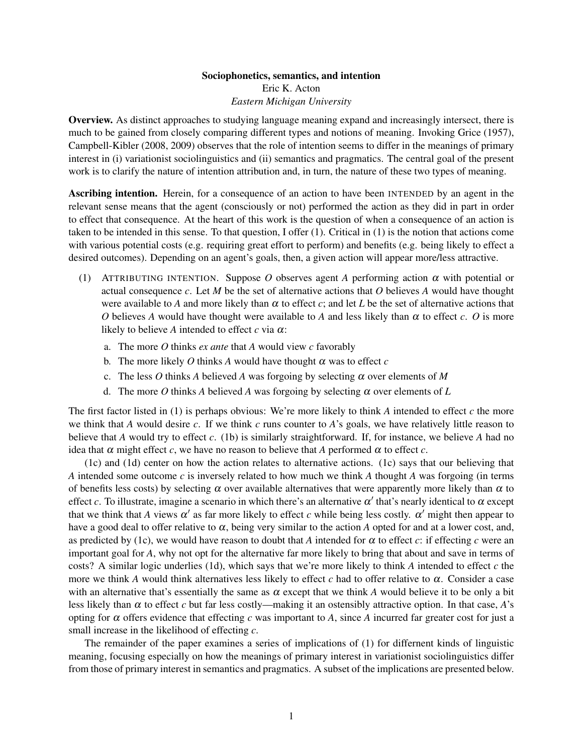**Sociophonetics, semantics, and intention**
Eric K. Acton
*Eastern Michigan University*

**Overview.** As distinct approaches to studying language meaning expand and increasingly intersect, there is much to be gained from closely comparing different types and notions of meaning. Invoking Grice (1957), Campbell-Kibler (2008, 2009) observes that the role of intention seems to differ in the meanings of primary interest in (i) variationist sociolinguistics and (ii) semantics and pragmatics. The central goal of the present work is to clarify the nature of intention attribution and, in turn, the nature of these two types of meaning.

**Ascribing intention.** Herein, for a consequence of an action to have been INTENDED by an agent in the relevant sense means that the agent (consciously or not) performed the action as they did in part in order to effect that consequence. At the heart of this work is the question of when a consequence of an action is taken to be intended in this sense. To that question, I offer (1). Critical in (1) is the notion that actions come with various potential costs (e.g. requiring great effort to perform) and benefits (e.g. being likely to effect a desired outcomes). Depending on an agent's goals, then, a given action will appear more/less attractive.

(1) ATTRIBUTING INTENTION. Suppose $O$ observes agent $A$ performing action $\alpha$ with potential or actual consequence $c$. Let $M$ be the set of alternative actions that $O$ believes $A$ would have thought were available to $A$ and more likely than $\alpha$ to effect $c$; and let $L$ be the set of alternative actions that $O$ believes $A$ would have thought were available to $A$ and less likely than $\alpha$ to effect $c$. $O$ is more likely to believe $A$ intended to effect $c$ via $\alpha$:

a. The more $O$ thinks *ex ante* that $A$ would view $c$ favorably
b. The more likely $O$ thinks $A$ would have thought $\alpha$ was to effect $c$
c. The less $O$ thinks $A$ believed $A$ was forgoing by selecting $\alpha$ over elements of $M$
d. The more $O$ thinks $A$ believed $A$ was forgoing by selecting $\alpha$ over elements of $L$

The first factor listed in (1) is perhaps obvious: We're more likely to think $A$ intended to effect $c$ the more we think that $A$ would desire $c$. If we think $c$ runs counter to $A$'s goals, we have relatively little reason to believe that $A$ would try to effect $c$. (1b) is similarly straightforward. If, for instance, we believe $A$ had no idea that $\alpha$ might effect $c$, we have no reason to believe that $A$ performed $\alpha$ to effect $c$.

(1c) and (1d) center on how the action relates to alternative actions. (1c) says that our believing that $A$ intended some outcome $c$ is inversely related to how much we think $A$ thought $A$ was forgoing (in terms of benefits less costs) by selecting $\alpha$ over available alternatives that were apparently more likely than $\alpha$ to effect $c$. To illustrate, imagine a scenario in which there's an alternative $\alpha'$ that's nearly identical to $\alpha$ except that we think that $A$ views $\alpha'$ as far more likely to effect $c$ while being less costly. $\alpha'$ might then appear to have a good deal to offer relative to $\alpha$, being very similar to the action $A$ opted for and at a lower cost, and, as predicted by (1c), we would have reason to doubt that $A$ intended for $\alpha$ to effect $c$: if effecting $c$ were an important goal for $A$, why not opt for the alternative far more likely to bring that about and save in terms of costs? A similar logic underlies (1d), which says that we're more likely to think $A$ intended to effect $c$ the more we think $A$ would think alternatives less likely to effect $c$ had to offer relative to $\alpha$. Consider a case with an alternative that's essentially the same as $\alpha$ except that we think $A$ would believe it to be only a bit less likely than $\alpha$ to effect $c$ but far less costly—making it an ostensibly attractive option. In that case, $A$'s opting for $\alpha$ offers evidence that effecting $c$ was important to $A$, since $A$ incurred far greater cost for just a small increase in the likelihood of effecting $c$.

The remainder of the paper examines a series of implications of (1) for diffrenent kinds of linguistic meaning, focusing especially on how the meanings of primary interest in variationist sociolinguistics differ from those of primary interest in semantics and pragmatics. A subset of the implications are presented below.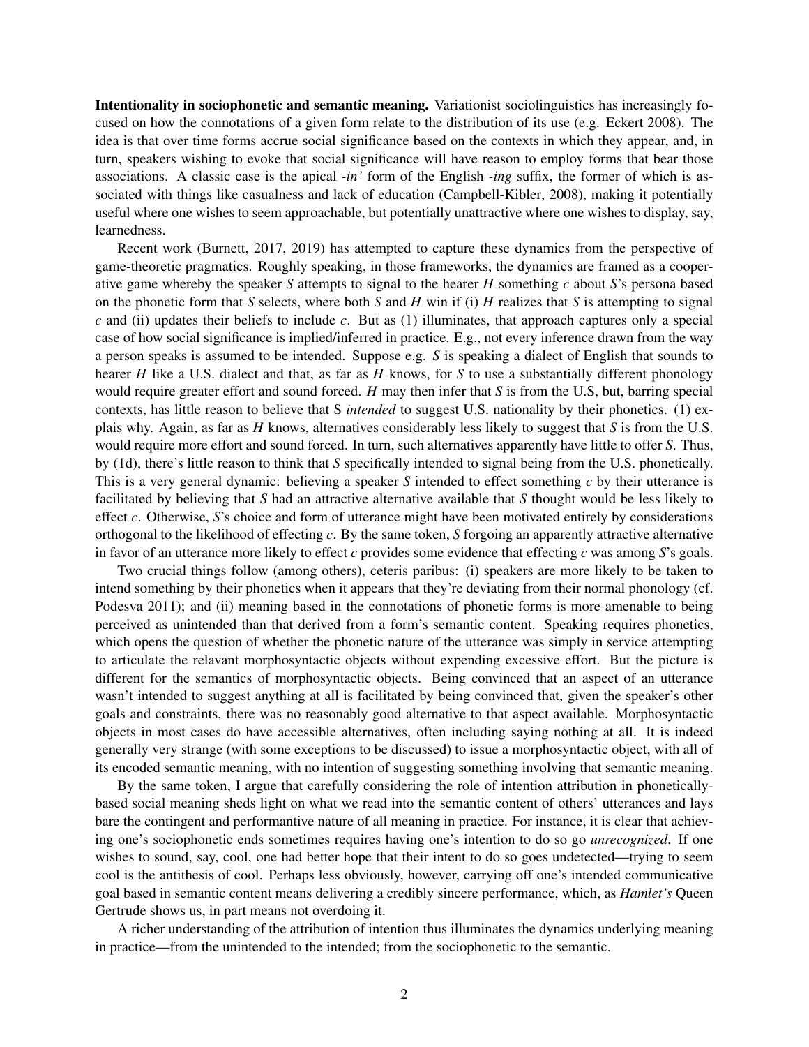**Intentionality in sociophonetic and semantic meaning.** Variationist sociolinguistics has increasingly focused on how the connotations of a given form relate to the distribution of its use (e.g. Eckert 2008). The idea is that over time forms accrue social significance based on the contexts in which they appear, and, in turn, speakers wishing to evoke that social significance will have reason to employ forms that bear those associations. A classic case is the apical *-in'* form of the English *-ing* suffix, the former of which is associated with things like casualness and lack of education (Campbell-Kibler, 2008), making it potentially useful where one wishes to seem approachable, but potentially unattractive where one wishes to display, say, learnedness.

Recent work (Burnett, 2017, 2019) has attempted to capture these dynamics from the perspective of game-theoretic pragmatics. Roughly speaking, in those frameworks, the dynamics are framed as a cooperative game whereby the speaker *S* attempts to signal to the hearer *H* something *c* about *S*'s persona based on the phonetic form that *S* selects, where both *S* and *H* win if (i) *H* realizes that *S* is attempting to signal *c* and (ii) updates their beliefs to include *c*. But as (1) illuminates, that approach captures only a special case of how social significance is implied/inferred in practice. E.g., not every inference drawn from the way a person speaks is assumed to be intended. Suppose e.g. *S* is speaking a dialect of English that sounds to hearer *H* like a U.S. dialect and that, as far as *H* knows, for *S* to use a substantially different phonology would require greater effort and sound forced. *H* may then infer that *S* is from the U.S, but, barring special contexts, has little reason to believe that S *intended* to suggest U.S. nationality by their phonetics. (1) explais why. Again, as far as *H* knows, alternatives considerably less likely to suggest that *S* is from the U.S. would require more effort and sound forced. In turn, such alternatives apparently have little to offer *S*. Thus, by (1d), there's little reason to think that *S* specifically intended to signal being from the U.S. phonetically. This is a very general dynamic: believing a speaker *S* intended to effect something *c* by their utterance is facilitated by believing that *S* had an attractive alternative available that *S* thought would be less likely to effect *c*. Otherwise, *S*'s choice and form of utterance might have been motivated entirely by considerations orthogonal to the likelihood of effecting *c*. By the same token, *S* forgoing an apparently attractive alternative in favor of an utterance more likely to effect *c* provides some evidence that effecting *c* was among *S*'s goals.

Two crucial things follow (among others), ceteris paribus: (i) speakers are more likely to be taken to intend something by their phonetics when it appears that they're deviating from their normal phonology (cf. Podesva 2011); and (ii) meaning based in the connotations of phonetic forms is more amenable to being perceived as unintended than that derived from a form's semantic content. Speaking requires phonetics, which opens the question of whether the phonetic nature of the utterance was simply in service attempting to articulate the relavant morphosyntactic objects without expending excessive effort. But the picture is different for the semantics of morphosyntactic objects. Being convinced that an aspect of an utterance wasn't intended to suggest anything at all is facilitated by being convinced that, given the speaker's other goals and constraints, there was no reasonably good alternative to that aspect available. Morphosyntactic objects in most cases do have accessible alternatives, often including saying nothing at all. It is indeed generally very strange (with some exceptions to be discussed) to issue a morphosyntactic object, with all of its encoded semantic meaning, with no intention of suggesting something involving that semantic meaning.

By the same token, I argue that carefully considering the role of intention attribution in phonetically-based social meaning sheds light on what we read into the semantic content of others' utterances and lays bare the contingent and performantive nature of all meaning in practice. For instance, it is clear that achieving one's sociophonetic ends sometimes requires having one's intention to do so go *unrecognized*. If one wishes to sound, say, cool, one had better hope that their intent to do so goes undetected—trying to seem cool is the antithesis of cool. Perhaps less obviously, however, carrying off one's intended communicative goal based in semantic content means delivering a credibly sincere performance, which, as *Hamlet's* Queen Gertrude shows us, in part means not overdoing it.

A richer understanding of the attribution of intention thus illuminates the dynamics underlying meaning in practice—from the unintended to the intended; from the sociophonetic to the semantic.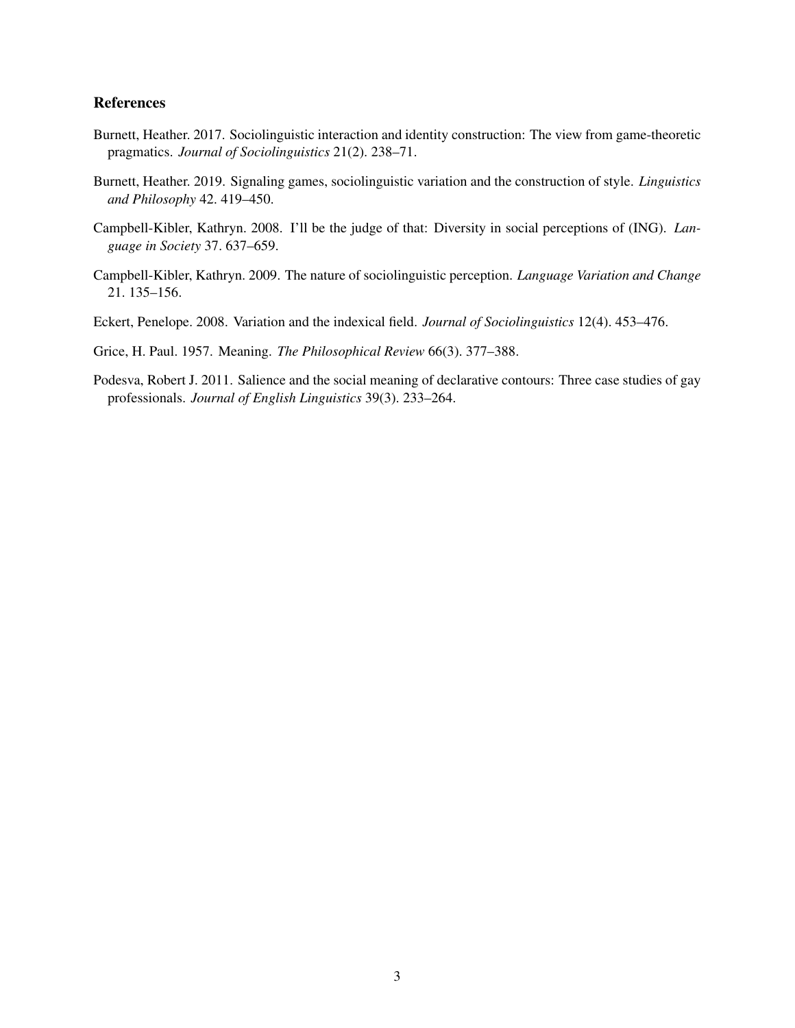## References

Burnett, Heather. 2017. Sociolinguistic interaction and identity construction: The view from game-theoretic pragmatics. *Journal of Sociolinguistics* 21(2). 238–71.

Burnett, Heather. 2019. Signaling games, sociolinguistic variation and the construction of style. *Linguistics and Philosophy* 42. 419–450.

Campbell-Kibler, Kathryn. 2008. I'll be the judge of that: Diversity in social perceptions of (ING). *Language in Society* 37. 637–659.

Campbell-Kibler, Kathryn. 2009. The nature of sociolinguistic perception. *Language Variation and Change* 21. 135–156.

Eckert, Penelope. 2008. Variation and the indexical field. *Journal of Sociolinguistics* 12(4). 453–476.

Grice, H. Paul. 1957. Meaning. *The Philosophical Review* 66(3). 377–388.

Podesva, Robert J. 2011. Salience and the social meaning of declarative contours: Three case studies of gay professionals. *Journal of English Linguistics* 39(3). 233–264.